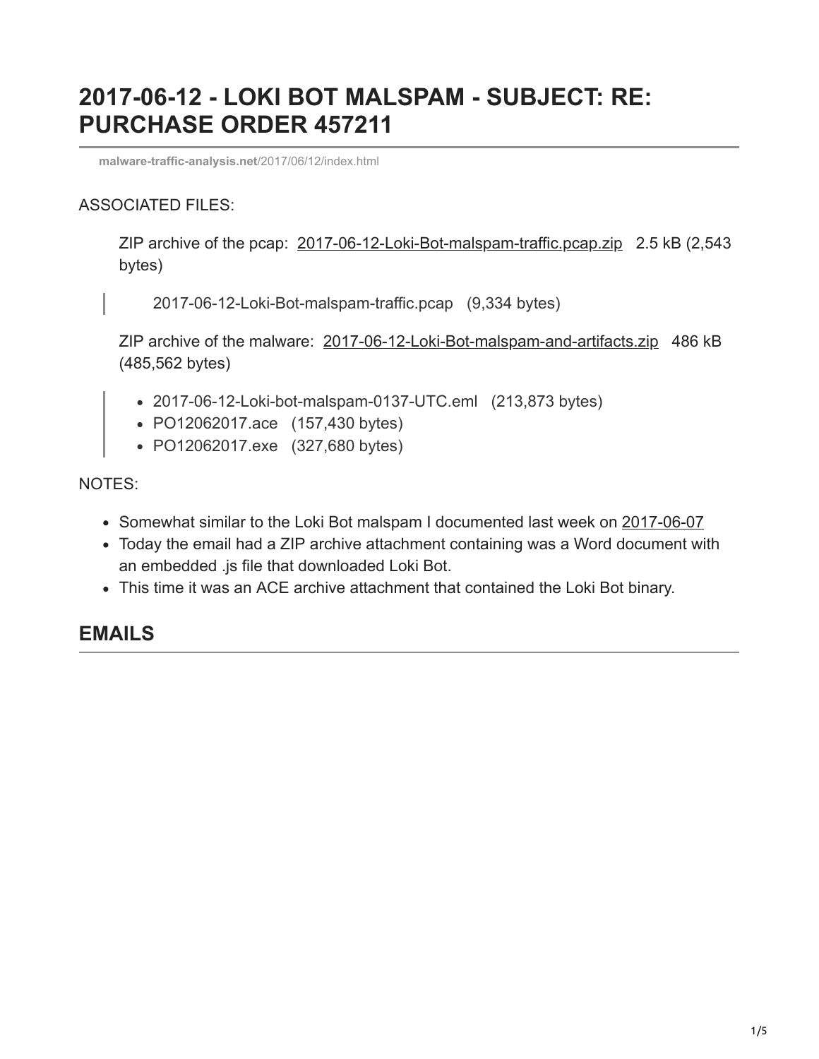# 2017-06-12 - LOKI BOT MALSPAM - SUBJECT: RE: PURCHASE ORDER 457211

**malware-traffic-analysis.net**/2017/06/12/index.html

ASSOCIATED FILES:

ZIP archive of the pcap: 2017-06-12-Loki-Bot-malspam-traffic.pcap.zip 2.5 kB (2,543 bytes)

> 2017-06-12-Loki-Bot-malspam-traffic.pcap (9,334 bytes)

ZIP archive of the malware: 2017-06-12-Loki-Bot-malspam-and-artifacts.zip 486 kB (485,562 bytes)

> - 2017-06-12-Loki-bot-malspam-0137-UTC.eml (213,873 bytes)
> - PO12062017.ace (157,430 bytes)
> - PO12062017.exe (327,680 bytes)

NOTES:

- Somewhat similar to the Loki Bot malspam I documented last week on 2017-06-07
- Today the email had a ZIP archive attachment containing was a Word document with an embedded .js file that downloaded Loki Bot.
- This time it was an ACE archive attachment that contained the Loki Bot binary.

## EMAILS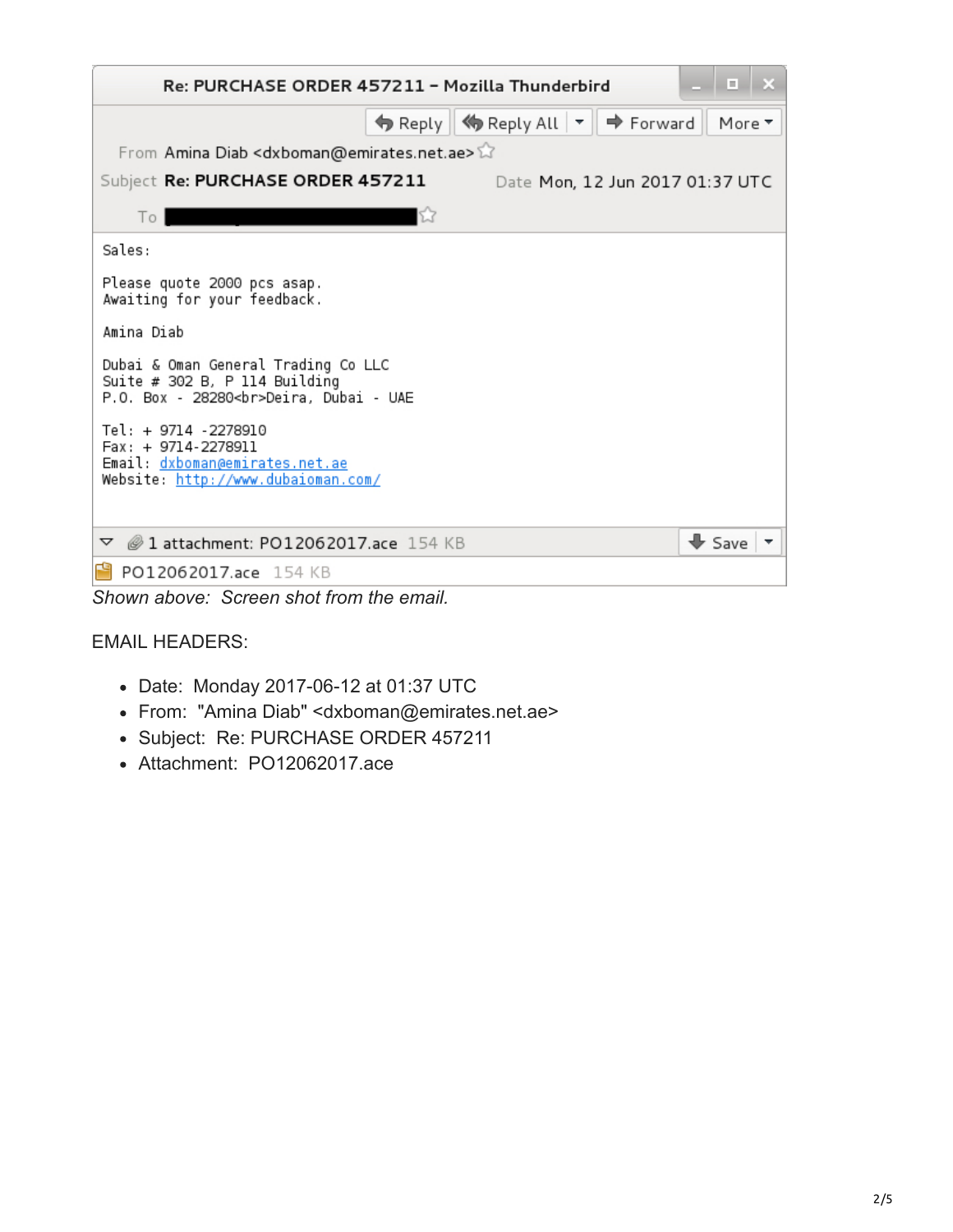Re: PURCHASE ORDER 457211 – Mozilla Thunderbird

Reply | Reply All | Forward | More

From Amina Diab <dxboman@emirates.net.ae>

Subject **Re: PURCHASE ORDER 457211** Date Mon, 12 Jun 2017 01:37 UTC

To

```
Sales:

Please quote 2000 pcs asap.
Awaiting for your feedback.

Amina Diab

Dubai & Oman General Trading Co LLC
Suite # 302 B, P 114 Building
P.O. Box - 28280<br>Deira, Dubai - UAE

Tel: + 9714 -2278910
Fax: + 9714-2278911
Email: dxboman@emirates.net.ae
Website: http://www.dubaioman.com/
```

1 attachment: PO12062017.ace 154 KB Save

PO12062017.ace 154 KB

*Shown above: Screen shot from the email.*

EMAIL HEADERS:

- Date: Monday 2017-06-12 at 01:37 UTC
- From: "Amina Diab" <dxboman@emirates.net.ae>
- Subject: Re: PURCHASE ORDER 457211
- Attachment: PO12062017.ace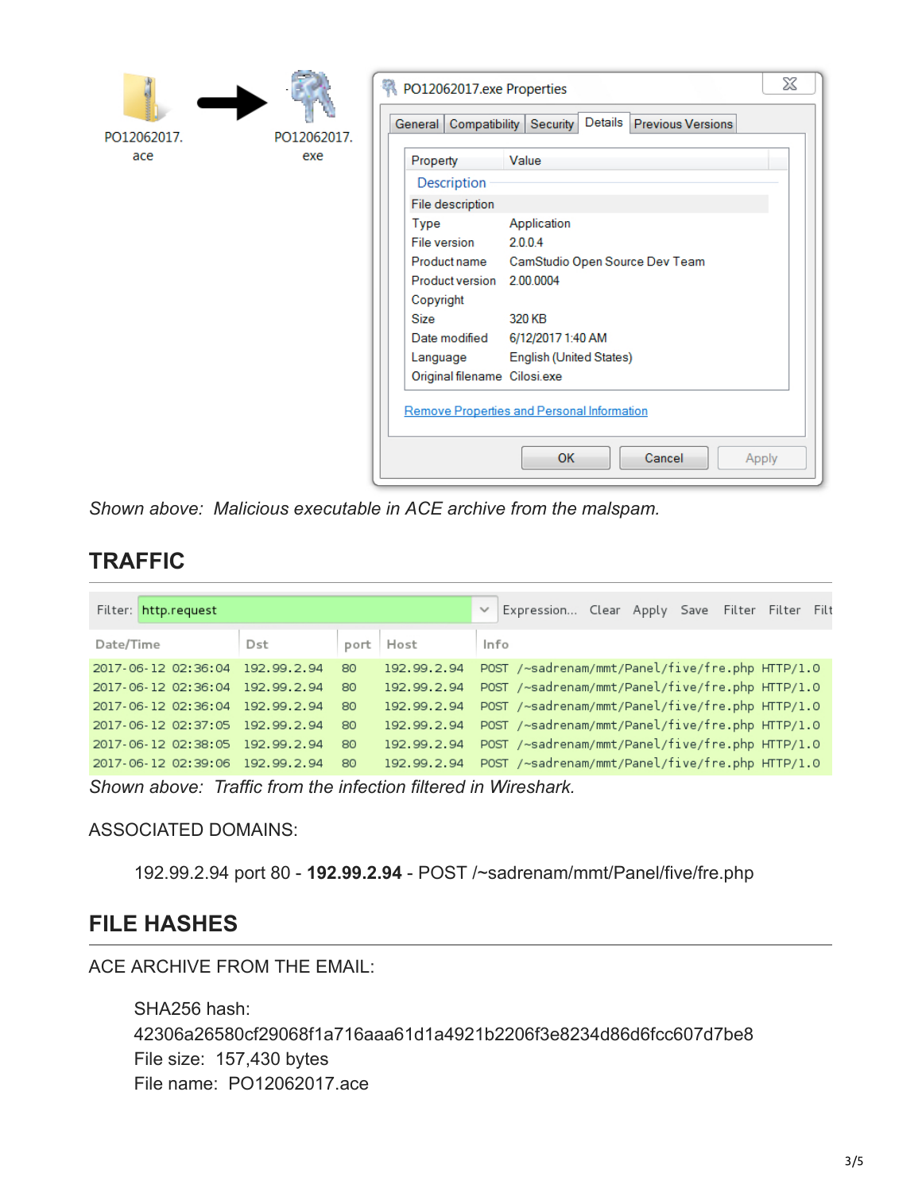Shown above: Malicious executable in ACE archive from the malspam.

## TRAFFIC

Shown above: Traffic from the infection filtered in Wireshark.

ASSOCIATED DOMAINS:

192.99.2.94 port 80 - **192.99.2.94** - POST /~sadrenam/mmt/Panel/five/fre.php

## FILE HASHES

ACE ARCHIVE FROM THE EMAIL:

SHA256 hash: 42306a26580cf29068f1a716aaa61d1a4921b2206f3e8234d86d6fcc607d7be8
File size: 157,430 bytes
File name: PO12062017.ace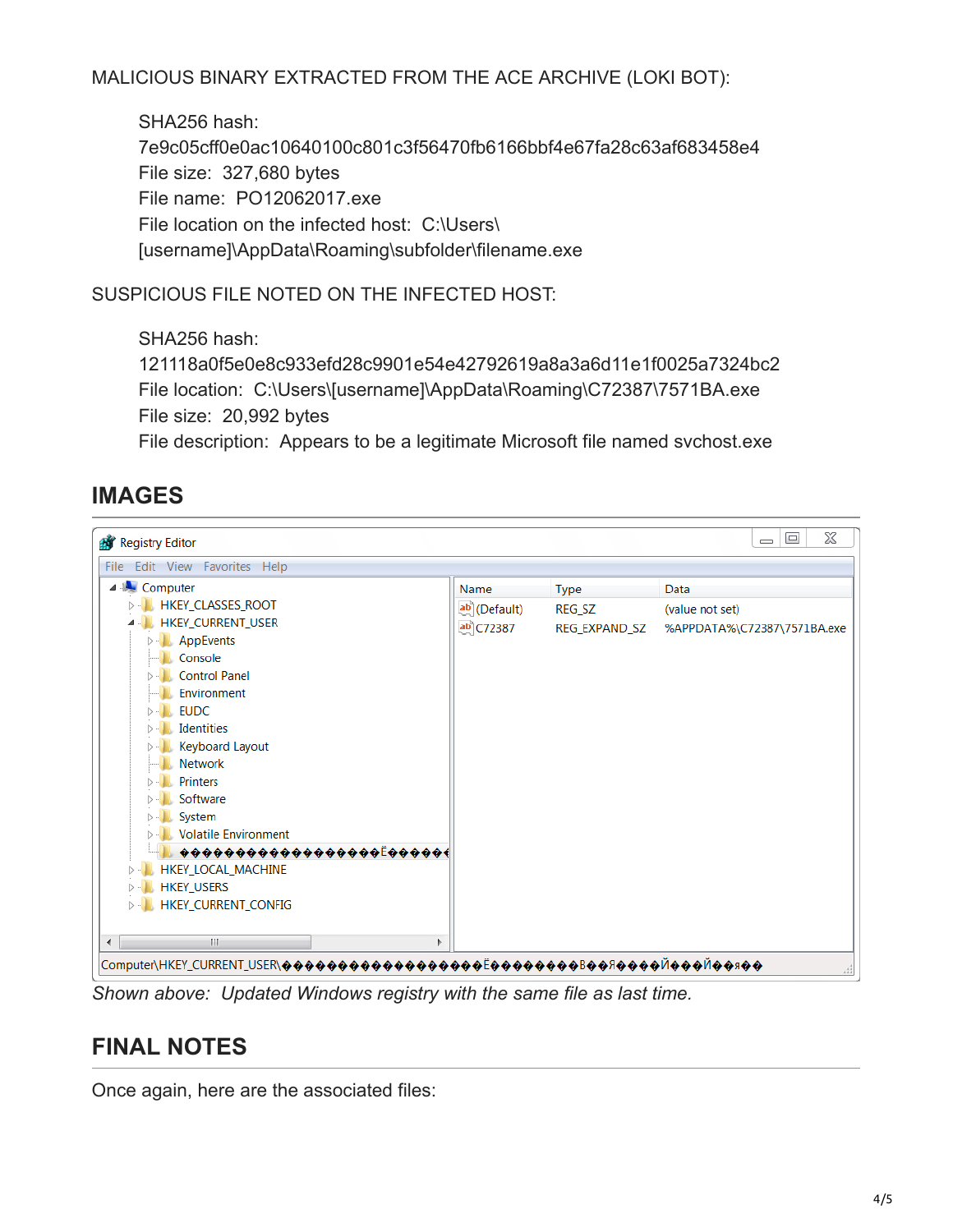MALICIOUS BINARY EXTRACTED FROM THE ACE ARCHIVE (LOKI BOT):

SHA256 hash: 7e9c05cff0e0ac10640100c801c3f56470fb6166bbf4e67fa28c63af683458e4
File size: 327,680 bytes
File name: PO12062017.exe
File location on the infected host: C:\Users\[username]\AppData\Roaming\subfolder\filename.exe

SUSPICIOUS FILE NOTED ON THE INFECTED HOST:

SHA256 hash: 121118a0f5e0e8c933efd28c9901e54e42792619a8a3a6d11e1f0025a7324bc2
File location: C:\Users\[username]\AppData\Roaming\C72387\7571BA.exe
File size: 20,992 bytes
File description: Appears to be a legitimate Microsoft file named svchost.exe

## IMAGES

*Shown above: Updated Windows registry with the same file as last time.*

## FINAL NOTES

Once again, here are the associated files: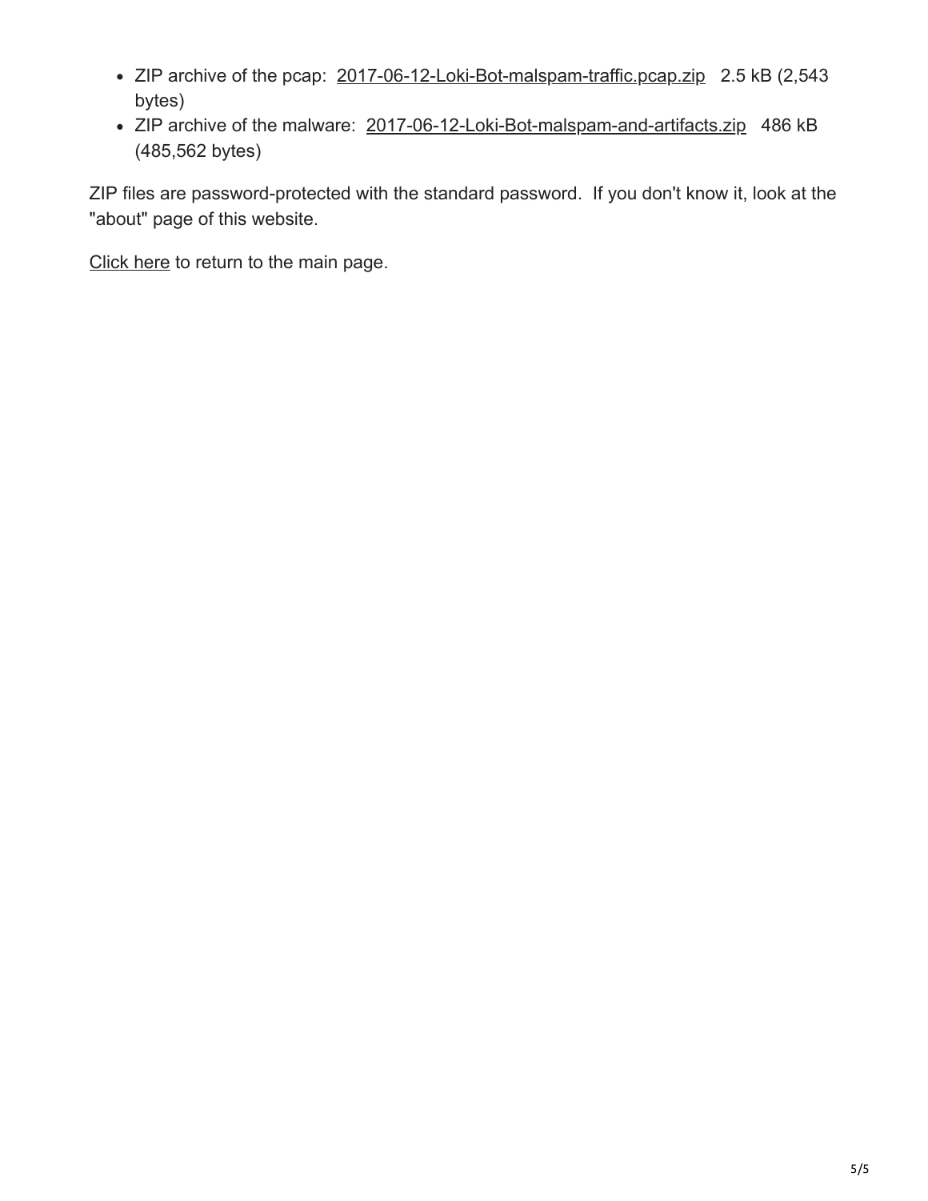- ZIP archive of the pcap: 2017-06-12-Loki-Bot-malspam-traffic.pcap.zip 2.5 kB (2,543 bytes)
- ZIP archive of the malware: 2017-06-12-Loki-Bot-malspam-and-artifacts.zip 486 kB (485,562 bytes)

ZIP files are password-protected with the standard password. If you don't know it, look at the "about" page of this website.

Click here to return to the main page.